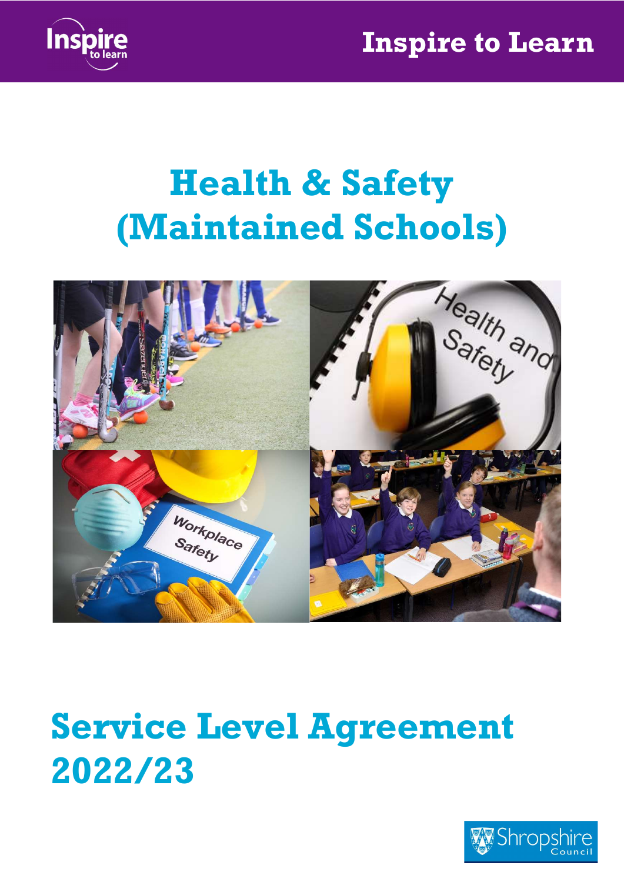Inspire to Learn

# Health & Safety (Maintained Schools)

# Service Level Agreement 2022/23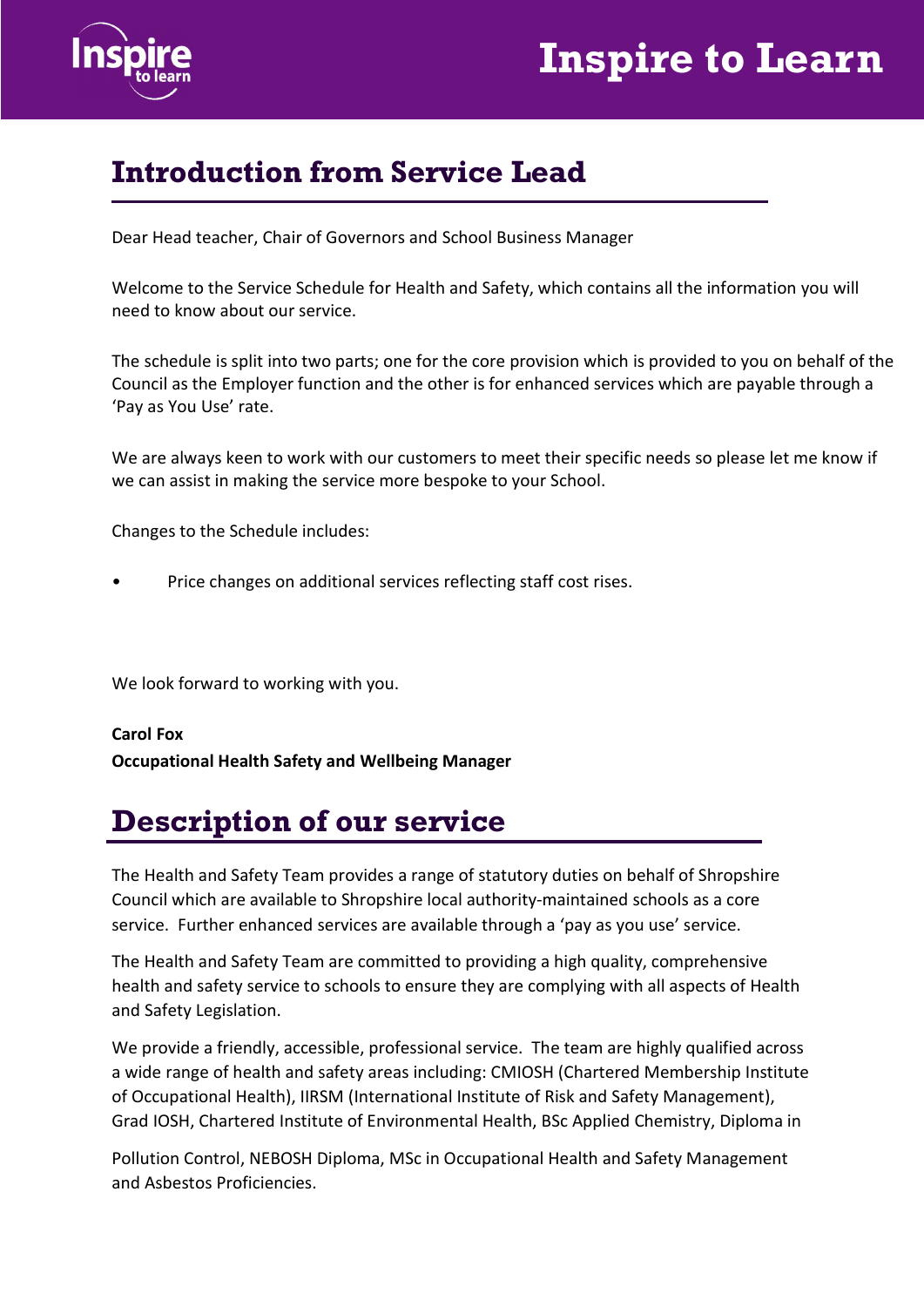# Introduction from Service Lead

Dear Head teacher, Chair of Governors and School Business Manager

Welcome to the Service Schedule for Health and Safety, which contains all the information you will need to know about our service.

The schedule is split into two parts; one for the core provision which is provided to you on behalf of the Council as the Employer function and the other is for enhanced services which are payable through a 'Pay as You Use' rate.

We are always keen to work with our customers to meet their specific needs so please let me know if we can assist in making the service more bespoke to your School.

Changes to the Schedule includes:

- Price changes on additional services reflecting staff cost rises.

We look forward to working with you.

**Carol Fox**
**Occupational Health Safety and Wellbeing Manager**

# Description of our service

The Health and Safety Team provides a range of statutory duties on behalf of Shropshire Council which are available to Shropshire local authority-maintained schools as a core service. Further enhanced services are available through a 'pay as you use' service.

The Health and Safety Team are committed to providing a high quality, comprehensive health and safety service to schools to ensure they are complying with all aspects of Health and Safety Legislation.

We provide a friendly, accessible, professional service. The team are highly qualified across a wide range of health and safety areas including: CMIOSH (Chartered Membership Institute of Occupational Health), IIRSM (International Institute of Risk and Safety Management), Grad IOSH, Chartered Institute of Environmental Health, BSc Applied Chemistry, Diploma in Pollution Control, NEBOSH Diploma, MSc in Occupational Health and Safety Management and Asbestos Proficiencies.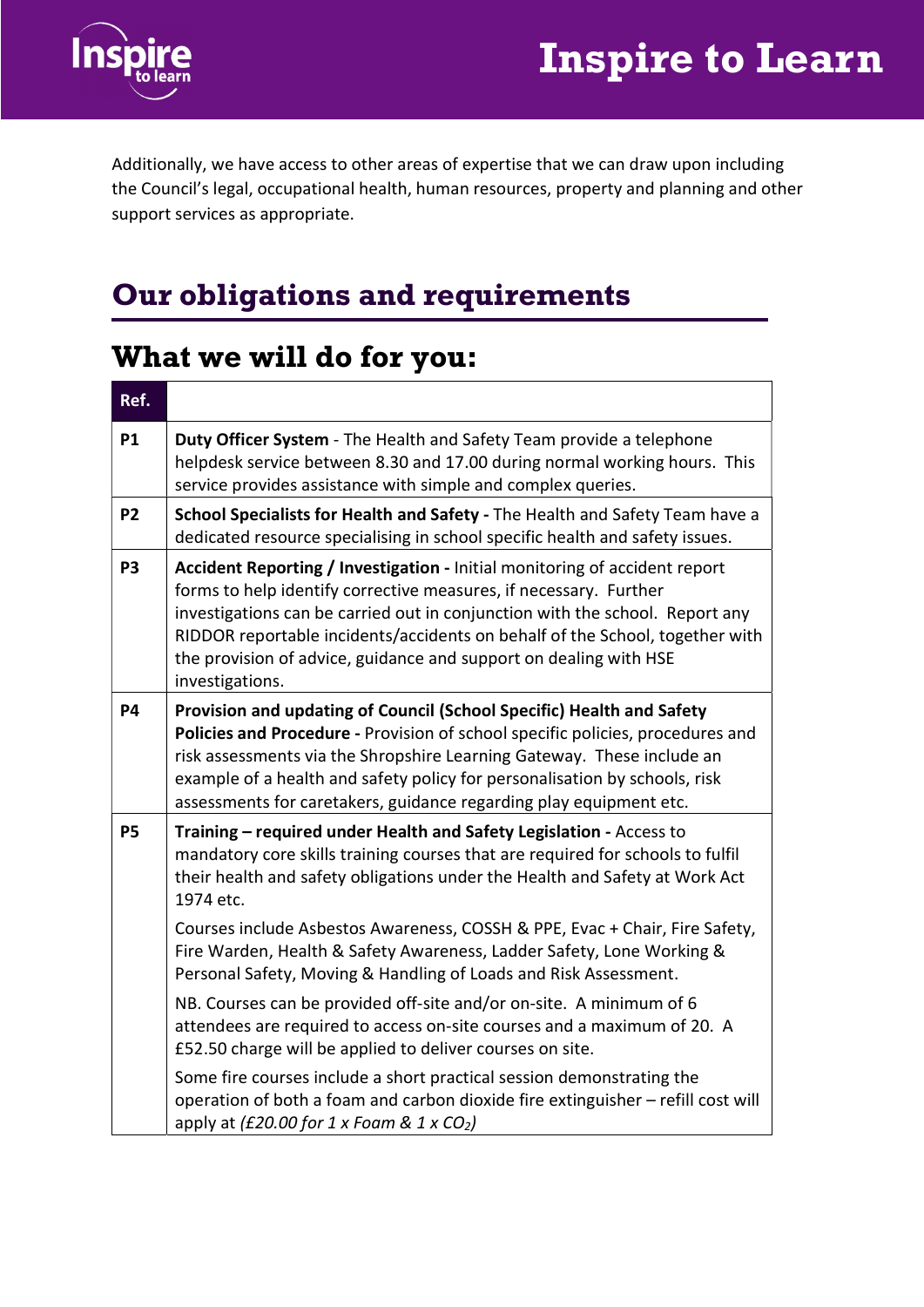Additionally, we have access to other areas of expertise that we can draw upon including the Council's legal, occupational health, human resources, property and planning and other support services as appropriate.

## Our obligations and requirements

## What we will do for you:

| Ref. | |
|---|---|
| **P1** | **Duty Officer System** - The Health and Safety Team provide a telephone helpdesk service between 8.30 and 17.00 during normal working hours. This service provides assistance with simple and complex queries. |
| **P2** | **School Specialists for Health and Safety -** The Health and Safety Team have a dedicated resource specialising in school specific health and safety issues. |
| **P3** | **Accident Reporting / Investigation -** Initial monitoring of accident report forms to help identify corrective measures, if necessary. Further investigations can be carried out in conjunction with the school. Report any RIDDOR reportable incidents/accidents on behalf of the School, together with the provision of advice, guidance and support on dealing with HSE investigations. |
| **P4** | **Provision and updating of Council (School Specific) Health and Safety Policies and Procedure -** Provision of school specific policies, procedures and risk assessments via the Shropshire Learning Gateway. These include an example of a health and safety policy for personalisation by schools, risk assessments for caretakers, guidance regarding play equipment etc. |
| **P5** | **Training – required under Health and Safety Legislation -** Access to mandatory core skills training courses that are required for schools to fulfil their health and safety obligations under the Health and Safety at Work Act 1974 etc.<br><br>Courses include Asbestos Awareness, COSSH & PPE, Evac + Chair, Fire Safety, Fire Warden, Health & Safety Awareness, Ladder Safety, Lone Working & Personal Safety, Moving & Handling of Loads and Risk Assessment.<br><br>NB. Courses can be provided off-site and/or on-site. A minimum of 6 attendees are required to access on-site courses and a maximum of 20. A £52.50 charge will be applied to deliver courses on site.<br><br>Some fire courses include a short practical session demonstrating the operation of both a foam and carbon dioxide fire extinguisher – refill cost will apply at *(£20.00 for 1 x Foam & 1 x $CO_2$)* |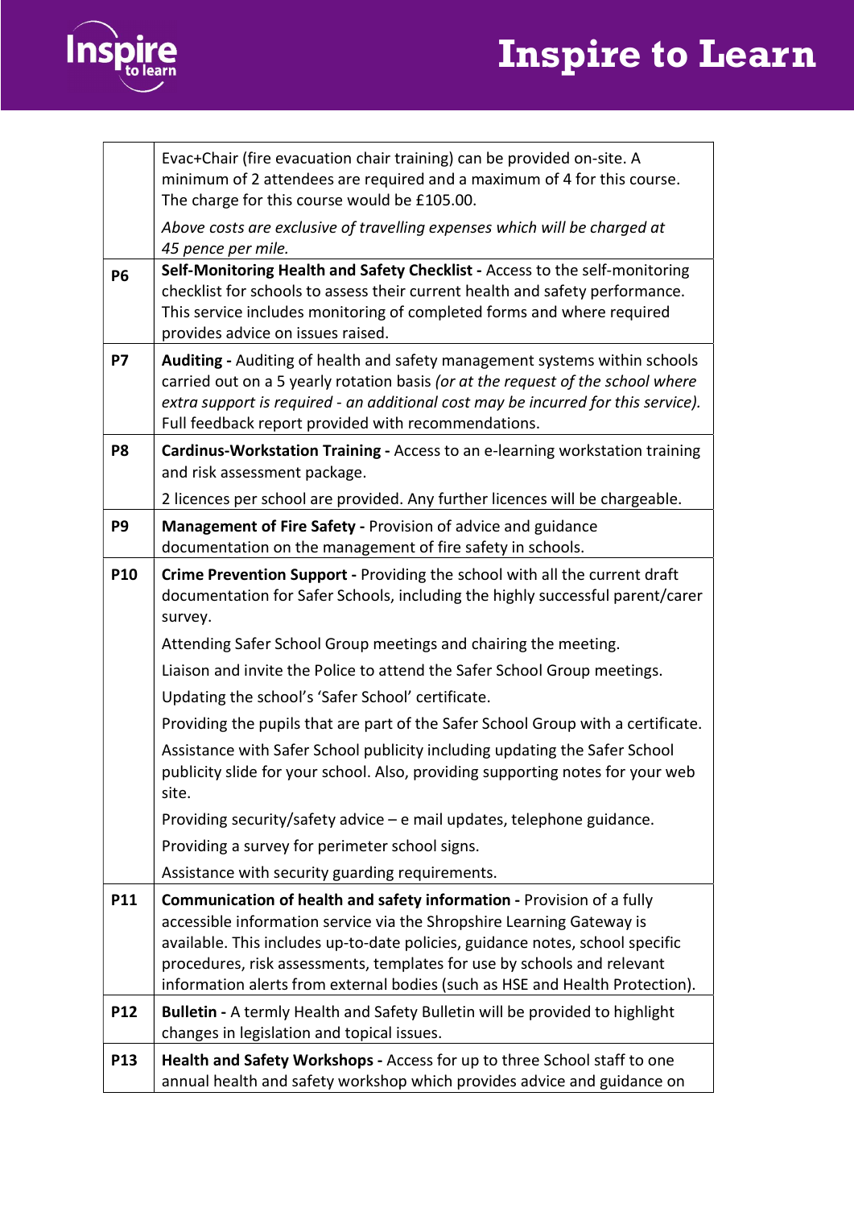| | |
|---|---|
| | Evac+Chair (fire evacuation chair training) can be provided on-site. A minimum of 2 attendees are required and a maximum of 4 for this course. The charge for this course would be £105.00.<br>*Above costs are exclusive of travelling expenses which will be charged at 45 pence per mile.* |
| **P6** | **Self-Monitoring Health and Safety Checklist -** Access to the self-monitoring checklist for schools to assess their current health and safety performance. This service includes monitoring of completed forms and where required provides advice on issues raised. |
| **P7** | **Auditing -** Auditing of health and safety management systems within schools carried out on a 5 yearly rotation basis *(or at the request of the school where extra support is required - an additional cost may be incurred for this service).* Full feedback report provided with recommendations. |
| **P8** | **Cardinus-Workstation Training -** Access to an e-learning workstation training and risk assessment package.<br>2 licences per school are provided. Any further licences will be chargeable. |
| **P9** | **Management of Fire Safety -** Provision of advice and guidance documentation on the management of fire safety in schools. |
| **P10** | **Crime Prevention Support -** Providing the school with all the current draft documentation for Safer Schools, including the highly successful parent/carer survey.<br>Attending Safer School Group meetings and chairing the meeting.<br>Liaison and invite the Police to attend the Safer School Group meetings.<br>Updating the school's 'Safer School' certificate.<br>Providing the pupils that are part of the Safer School Group with a certificate.<br>Assistance with Safer School publicity including updating the Safer School publicity slide for your school. Also, providing supporting notes for your web site.<br>Providing security/safety advice – e mail updates, telephone guidance.<br>Providing a survey for perimeter school signs.<br>Assistance with security guarding requirements. |
| **P11** | **Communication of health and safety information -** Provision of a fully accessible information service via the Shropshire Learning Gateway is available. This includes up-to-date policies, guidance notes, school specific procedures, risk assessments, templates for use by schools and relevant information alerts from external bodies (such as HSE and Health Protection). |
| **P12** | **Bulletin -** A termly Health and Safety Bulletin will be provided to highlight changes in legislation and topical issues. |
| **P13** | **Health and Safety Workshops -** Access for up to three School staff to one annual health and safety workshop which provides advice and guidance on |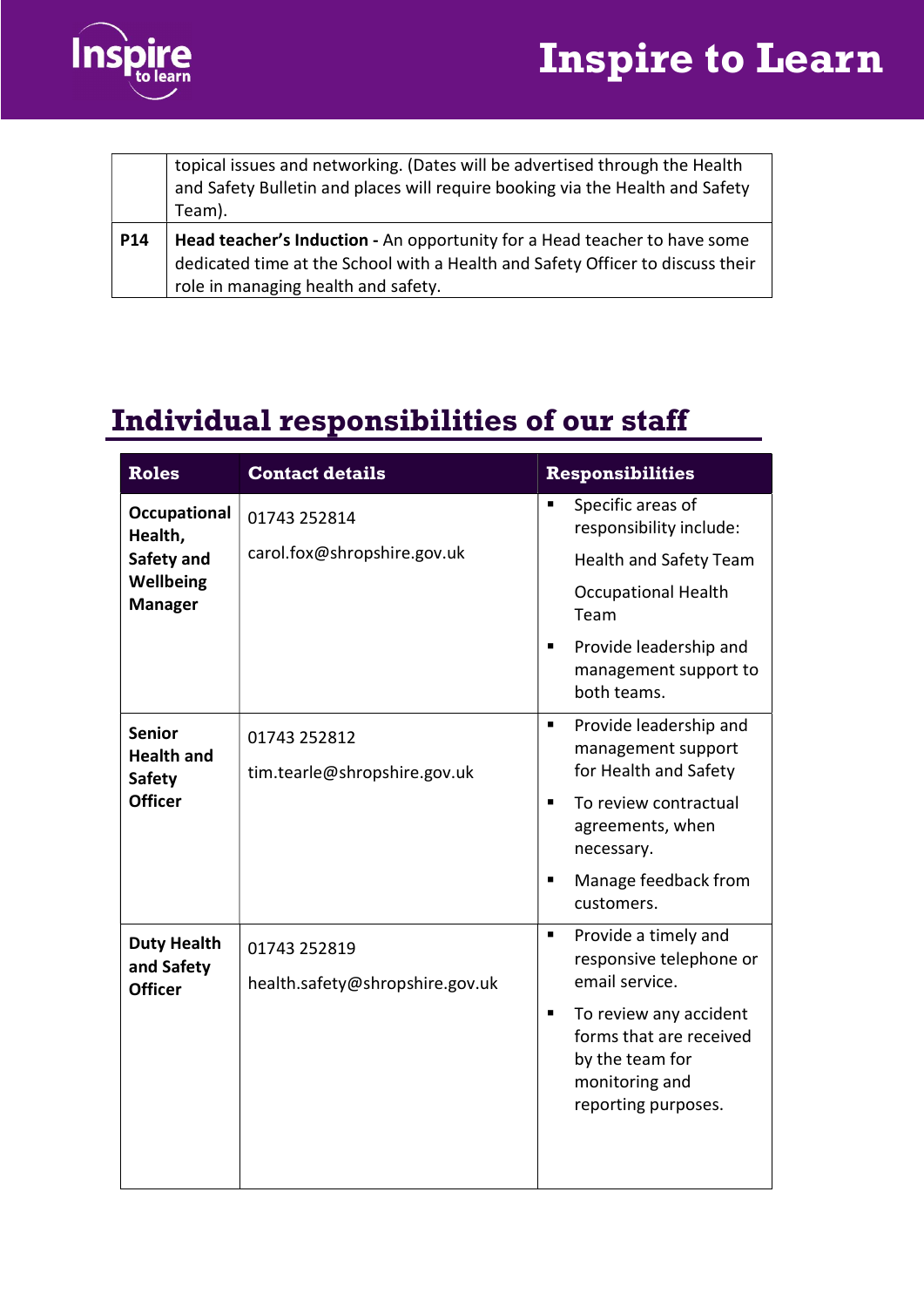|  |  |
|---|---|
|  | topical issues and networking. (Dates will be advertised through the Health and Safety Bulletin and places will require booking via the Health and Safety Team). |
| **P14** | **Head teacher's Induction -** An opportunity for a Head teacher to have some dedicated time at the School with a Health and Safety Officer to discuss their role in managing health and safety. |

## Individual responsibilities of our staff

| Roles | Contact details | Responsibilities |
|---|---|---|
| **Occupational Health, Safety and Wellbeing Manager** | 01743 252814<br>carol.fox@shropshire.gov.uk | ▪ Specific areas of responsibility include:<br>Health and Safety Team<br>Occupational Health Team<br>▪ Provide leadership and management support to both teams. |
| **Senior Health and Safety Officer** | 01743 252812<br>tim.tearle@shropshire.gov.uk | ▪ Provide leadership and management support for Health and Safety<br>▪ To review contractual agreements, when necessary.<br>▪ Manage feedback from customers. |
| **Duty Health and Safety Officer** | 01743 252819<br>health.safety@shropshire.gov.uk | ▪ Provide a timely and responsive telephone or email service.<br>▪ To review any accident forms that are received by the team for monitoring and reporting purposes. |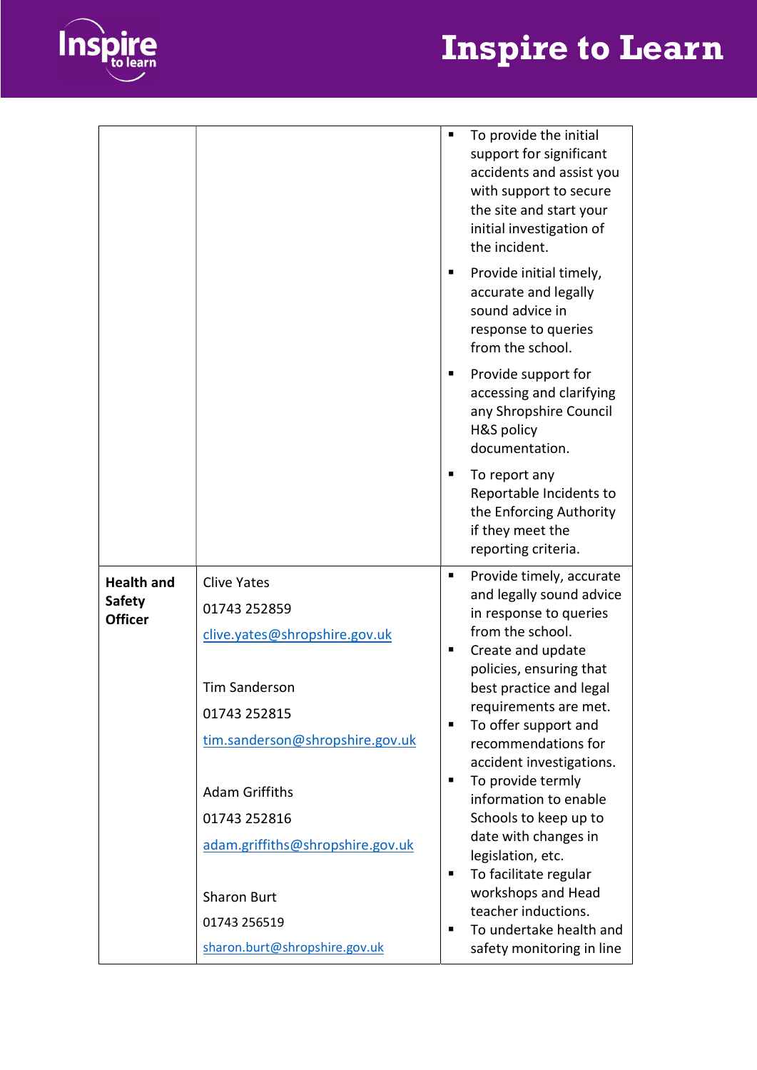| | | |
|---|---|---|
| | | ▪ To provide the initial support for significant accidents and assist you with support to secure the site and start your initial investigation of the incident.<br>▪ Provide initial timely, accurate and legally sound advice in response to queries from the school.<br>▪ Provide support for accessing and clarifying any Shropshire Council H&S policy documentation.<br>▪ To report any Reportable Incidents to the Enforcing Authority if they meet the reporting criteria. |
| **Health and Safety Officer** | Clive Yates<br>01743 252859<br>clive.yates@shropshire.gov.uk<br><br>Tim Sanderson<br>01743 252815<br>tim.sanderson@shropshire.gov.uk<br><br>Adam Griffiths<br>01743 252816<br>adam.griffiths@shropshire.gov.uk<br><br>Sharon Burt<br>01743 256519<br>sharon.burt@shropshire.gov.uk | ▪ Provide timely, accurate and legally sound advice in response to queries from the school.<br>▪ Create and update policies, ensuring that best practice and legal requirements are met.<br>▪ To offer support and recommendations for accident investigations.<br>▪ To provide termly information to enable Schools to keep up to date with changes in legislation, etc.<br>▪ To facilitate regular workshops and Head teacher inductions.<br>▪ To undertake health and safety monitoring in line |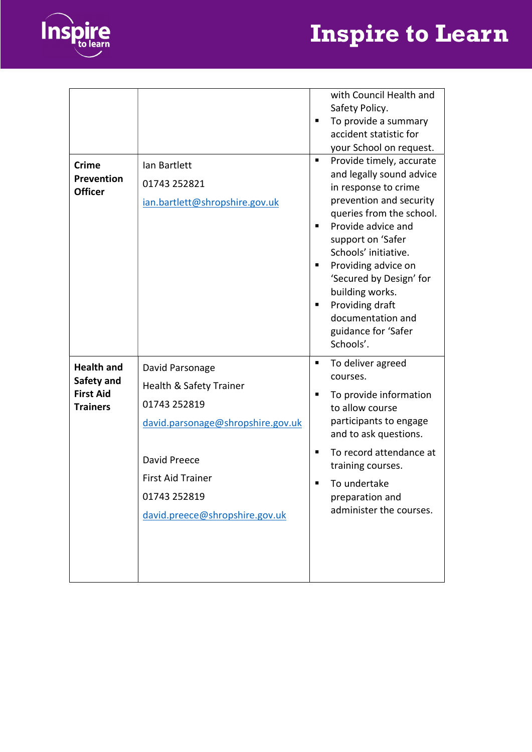| | | |
|---|---|---|
| | | with Council Health and Safety Policy. <br>▪ To provide a summary accident statistic for your School on request. |
| **Crime Prevention Officer** | Ian Bartlett<br>01743 252821<br>ian.bartlett@shropshire.gov.uk | ▪ Provide timely, accurate and legally sound advice in response to crime prevention and security queries from the school.<br>▪ Provide advice and support on 'Safer Schools' initiative.<br>▪ Providing advice on 'Secured by Design' for building works.<br>▪ Providing draft documentation and guidance for 'Safer Schools'. |
| **Health and Safety and First Aid Trainers** | David Parsonage<br>Health & Safety Trainer<br>01743 252819<br>david.parsonage@shropshire.gov.uk<br><br>David Preece<br>First Aid Trainer<br>01743 252819<br>david.preece@shropshire.gov.uk | ▪ To deliver agreed courses.<br>▪ To provide information to allow course participants to engage and to ask questions.<br>▪ To record attendance at training courses.<br>▪ To undertake preparation and administer the courses. |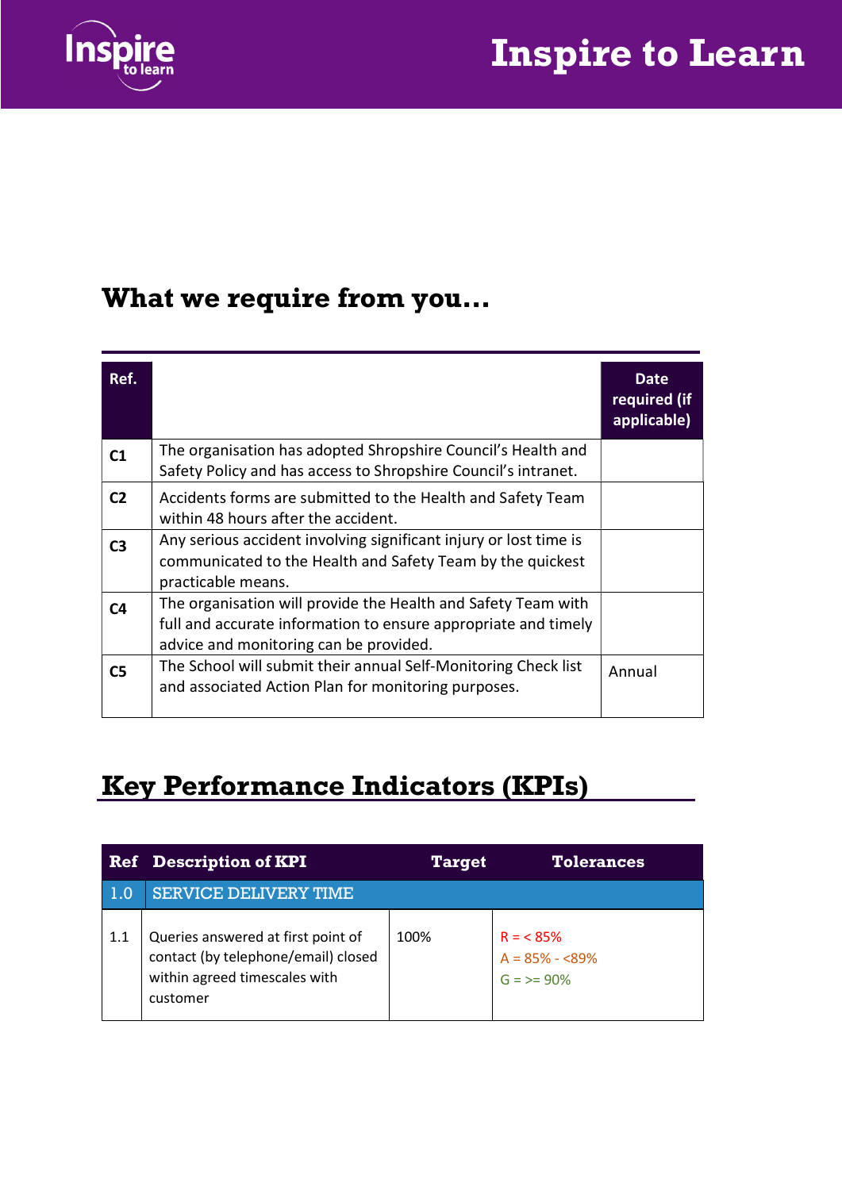## What we require from you…

| Ref. | | Date required (if applicable) |
|---|---|---|
| C1 | The organisation has adopted Shropshire Council's Health and Safety Policy and has access to Shropshire Council's intranet. | |
| C2 | Accidents forms are submitted to the Health and Safety Team within 48 hours after the accident. | |
| C3 | Any serious accident involving significant injury or lost time is communicated to the Health and Safety Team by the quickest practicable means. | |
| C4 | The organisation will provide the Health and Safety Team with full and accurate information to ensure appropriate and timely advice and monitoring can be provided. | |
| C5 | The School will submit their annual Self-Monitoring Check list and associated Action Plan for monitoring purposes. | Annual |

## Key Performance Indicators (KPIs)

| Ref | Description of KPI | Target | Tolerances |
|---|---|---|---|
| 1.0 | SERVICE DELIVERY TIME | | |
| 1.1 | Queries answered at first point of contact (by telephone/email) closed within agreed timescales with customer | 100% | R = < 85%<br>A = 85% - <89%<br>G = >= 90% |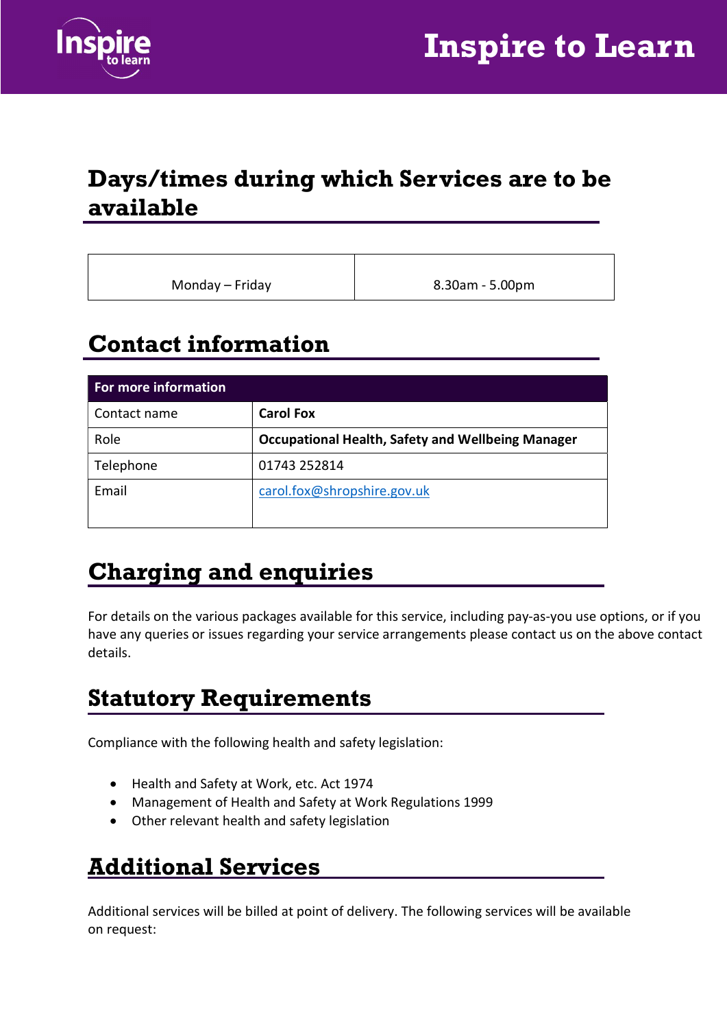## Days/times during which Services are to be available

| Monday – Friday | 8.30am - 5.00pm |
| --- | --- |

## Contact information

| For more information | |
| --- | --- |
| Contact name | **Carol Fox** |
| Role | **Occupational Health, Safety and Wellbeing Manager** |
| Telephone | 01743 252814 |
| Email | carol.fox@shropshire.gov.uk |

## Charging and enquiries

For details on the various packages available for this service, including pay-as-you use options, or if you have any queries or issues regarding your service arrangements please contact us on the above contact details.

## Statutory Requirements

Compliance with the following health and safety legislation:

- Health and Safety at Work, etc. Act 1974
- Management of Health and Safety at Work Regulations 1999
- Other relevant health and safety legislation

## Additional Services

Additional services will be billed at point of delivery. The following services will be available on request: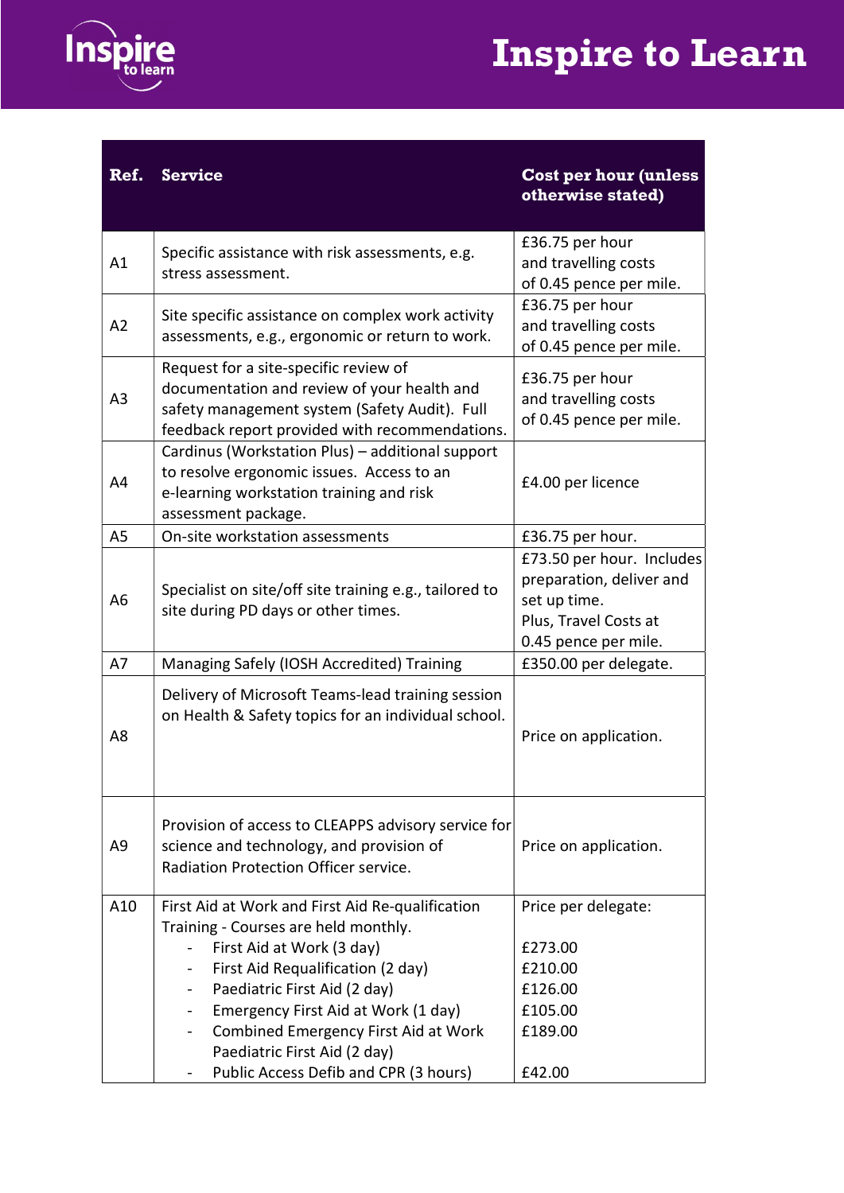# Inspire to Learn

| Ref. | Service | Cost per hour (unless otherwise stated) |
|---|---|---|
| A1 | Specific assistance with risk assessments, e.g. stress assessment. | £36.75 per hour and travelling costs of 0.45 pence per mile. |
| A2 | Site specific assistance on complex work activity assessments, e.g., ergonomic or return to work. | £36.75 per hour and travelling costs of 0.45 pence per mile. |
| A3 | Request for a site-specific review of documentation and review of your health and safety management system (Safety Audit). Full feedback report provided with recommendations. | £36.75 per hour and travelling costs of 0.45 pence per mile. |
| A4 | Cardinus (Workstation Plus) – additional support to resolve ergonomic issues. Access to an e-learning workstation training and risk assessment package. | £4.00 per licence |
| A5 | On-site workstation assessments | £36.75 per hour. |
| A6 | Specialist on site/off site training e.g., tailored to site during PD days or other times. | £73.50 per hour. Includes preparation, deliver and set up time. Plus, Travel Costs at 0.45 pence per mile. |
| A7 | Managing Safely (IOSH Accredited) Training | £350.00 per delegate. |
| A8 | Delivery of Microsoft Teams-lead training session on Health & Safety topics for an individual school. | Price on application. |
| A9 | Provision of access to CLEAPPS advisory service for science and technology, and provision of Radiation Protection Officer service. | Price on application. |
| A10 | First Aid at Work and First Aid Re-qualification Training - Courses are held monthly.<br>- First Aid at Work (3 day)<br>- First Aid Requalification (2 day)<br>- Paediatric First Aid (2 day)<br>- Emergency First Aid at Work (1 day)<br>- Combined Emergency First Aid at Work Paediatric First Aid (2 day)<br>- Public Access Defib and CPR (3 hours) | Price per delegate:<br><br>£273.00<br>£210.00<br>£126.00<br>£105.00<br>£189.00<br><br>£42.00 |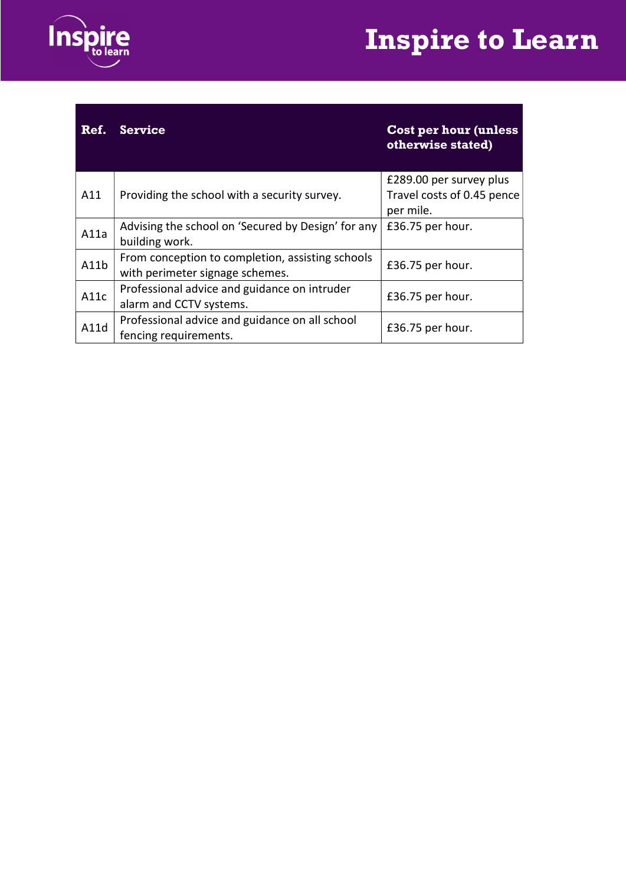| Ref. | Service | Cost per hour (unless otherwise stated) |
|---|---|---|
| A11 | Providing the school with a security survey. | £289.00 per survey plus Travel costs of 0.45 pence per mile. |
| A11a | Advising the school on 'Secured by Design' for any building work. | £36.75 per hour. |
| A11b | From conception to completion, assisting schools with perimeter signage schemes. | £36.75 per hour. |
| A11c | Professional advice and guidance on intruder alarm and CCTV systems. | £36.75 per hour. |
| A11d | Professional advice and guidance on all school fencing requirements. | £36.75 per hour. |